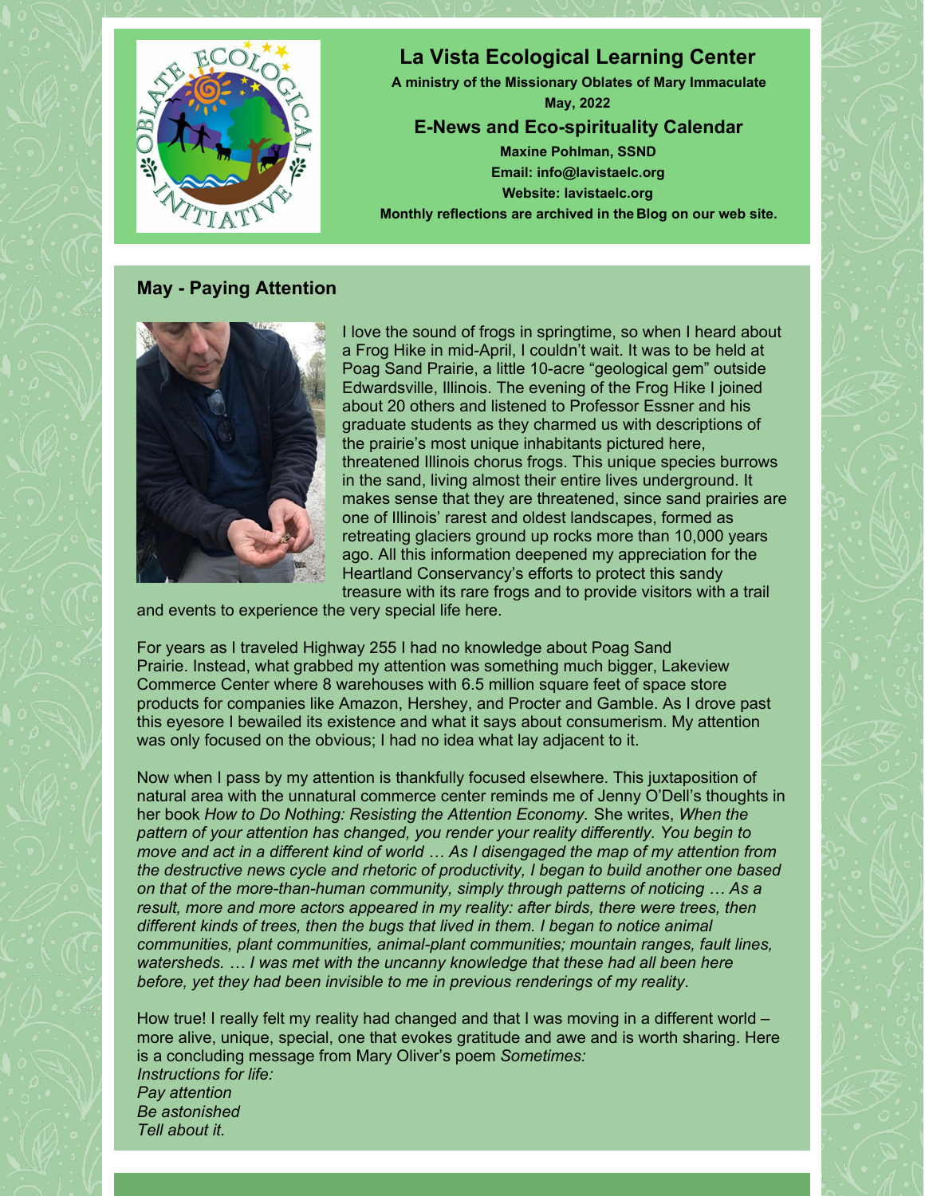## La Vista Ecological Learning Center

**A ministry of the Missionary Oblates of Mary Immaculate**
**May, 2022**

### E-News and Eco-spirituality Calendar

**Maxine Pohlman, SSND**
**Email: info@lavistaelc.org**
**Website: lavistaelc.org**
**Monthly reflections are archived in the Blog on our web site.**

### May - Paying Attention

I love the sound of frogs in springtime, so when I heard about a Frog Hike in mid-April, I couldn't wait. It was to be held at Poag Sand Prairie, a little 10-acre "geological gem" outside Edwardsville, Illinois. The evening of the Frog Hike I joined about 20 others and listened to Professor Essner and his graduate students as they charmed us with descriptions of the prairie's most unique inhabitants pictured here, threatened Illinois chorus frogs. This unique species burrows in the sand, living almost their entire lives underground. It makes sense that they are threatened, since sand prairies are one of Illinois' rarest and oldest landscapes, formed as retreating glaciers ground up rocks more than 10,000 years ago. All this information deepened my appreciation for the Heartland Conservancy's efforts to protect this sandy treasure with its rare frogs and to provide visitors with a trail and events to experience the very special life here.

For years as I traveled Highway 255 I had no knowledge about Poag Sand Prairie. Instead, what grabbed my attention was something much bigger, Lakeview Commerce Center where 8 warehouses with 6.5 million square feet of space store products for companies like Amazon, Hershey, and Procter and Gamble. As I drove past this eyesore I bewailed its existence and what it says about consumerism. My attention was only focused on the obvious; I had no idea what lay adjacent to it.

Now when I pass by my attention is thankfully focused elsewhere. This juxtaposition of natural area with the unnatural commerce center reminds me of Jenny O'Dell's thoughts in her book *How to Do Nothing: Resisting the Attention Economy.* She writes, *When the pattern of your attention has changed, you render your reality differently. You begin to move and act in a different kind of world … As I disengaged the map of my attention from the destructive news cycle and rhetoric of productivity, I began to build another one based on that of the more-than-human community, simply through patterns of noticing … As a result, more and more actors appeared in my reality: after birds, there were trees, then different kinds of trees, then the bugs that lived in them. I began to notice animal communities, plant communities, animal-plant communities; mountain ranges, fault lines, watersheds. … I was met with the uncanny knowledge that these had all been here before, yet they had been invisible to me in previous renderings of my reality.*

How true! I really felt my reality had changed and that I was moving in a different world – more alive, unique, special, one that evokes gratitude and awe and is worth sharing. Here is a concluding message from Mary Oliver's poem *Sometimes:*
*Instructions for life:*
*Pay attention*
*Be astonished*
*Tell about it.*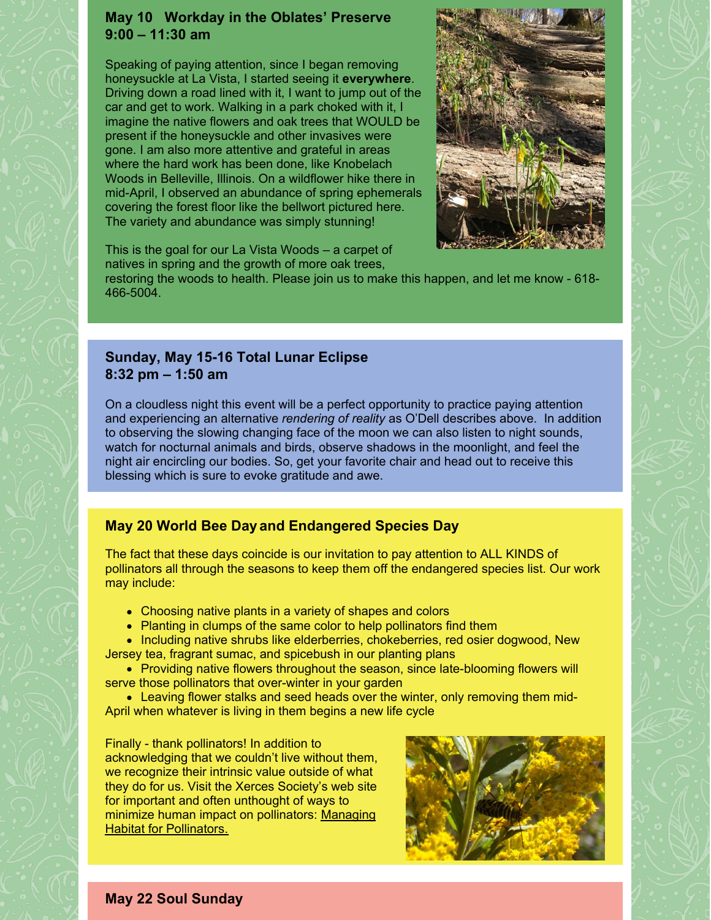## May 10 Workday in the Oblates' Preserve
## 9:00 – 11:30 am

Speaking of paying attention, since I began removing honeysuckle at La Vista, I started seeing it **everywhere**. Driving down a road lined with it, I want to jump out of the car and get to work. Walking in a park choked with it, I imagine the native flowers and oak trees that WOULD be present if the honeysuckle and other invasives were gone. I am also more attentive and grateful in areas where the hard work has been done, like Knobelach Woods in Belleville, Illinois. On a wildflower hike there in mid-April, I observed an abundance of spring ephemerals covering the forest floor like the bellwort pictured here. The variety and abundance was simply stunning!

This is the goal for our La Vista Woods – a carpet of natives in spring and the growth of more oak trees, restoring the woods to health. Please join us to make this happen, and let me know - 618-466-5004.

## Sunday, May 15-16 Total Lunar Eclipse
## 8:32 pm – 1:50 am

On a cloudless night this event will be a perfect opportunity to practice paying attention and experiencing an alternative *rendering of reality* as O'Dell describes above. In addition to observing the slowing changing face of the moon we can also listen to night sounds, watch for nocturnal animals and birds, observe shadows in the moonlight, and feel the night air encircling our bodies. So, get your favorite chair and head out to receive this blessing which is sure to evoke gratitude and awe.

## May 20 World Bee Day and Endangered Species Day

The fact that these days coincide is our invitation to pay attention to ALL KINDS of pollinators all through the seasons to keep them off the endangered species list. Our work may include:

- Choosing native plants in a variety of shapes and colors
- Planting in clumps of the same color to help pollinators find them
- Including native shrubs like elderberries, chokeberries, red osier dogwood, New Jersey tea, fragrant sumac, and spicebush in our planting plans
- Providing native flowers throughout the season, since late-blooming flowers will serve those pollinators that over-winter in your garden
- Leaving flower stalks and seed heads over the winter, only removing them mid-April when whatever is living in them begins a new life cycle

Finally - thank pollinators! In addition to acknowledging that we couldn't live without them, we recognize their intrinsic value outside of what they do for us. Visit the Xerces Society's web site for important and often unthought of ways to minimize human impact on pollinators: Managing Habitat for Pollinators.

## May 22 Soul Sunday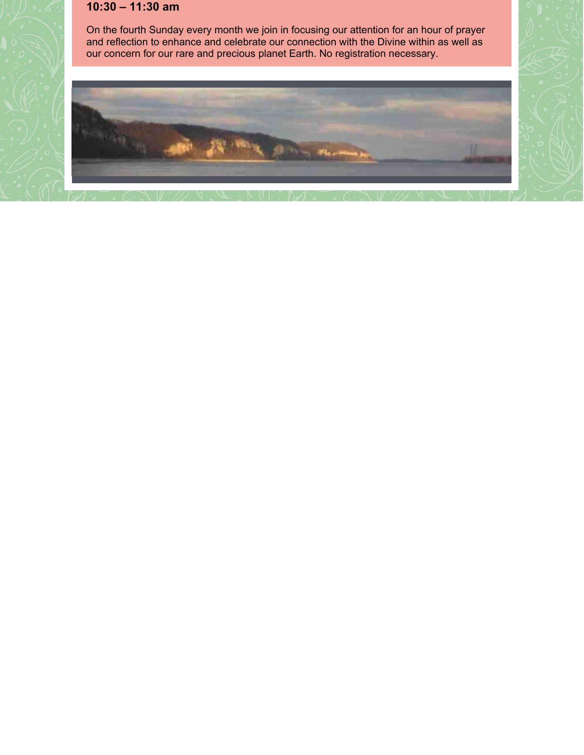**10:30 – 11:30 am**

On the fourth Sunday every month we join in focusing our attention for an hour of prayer and reflection to enhance and celebrate our connection with the Divine within as well as our concern for our rare and precious planet Earth. No registration necessary.